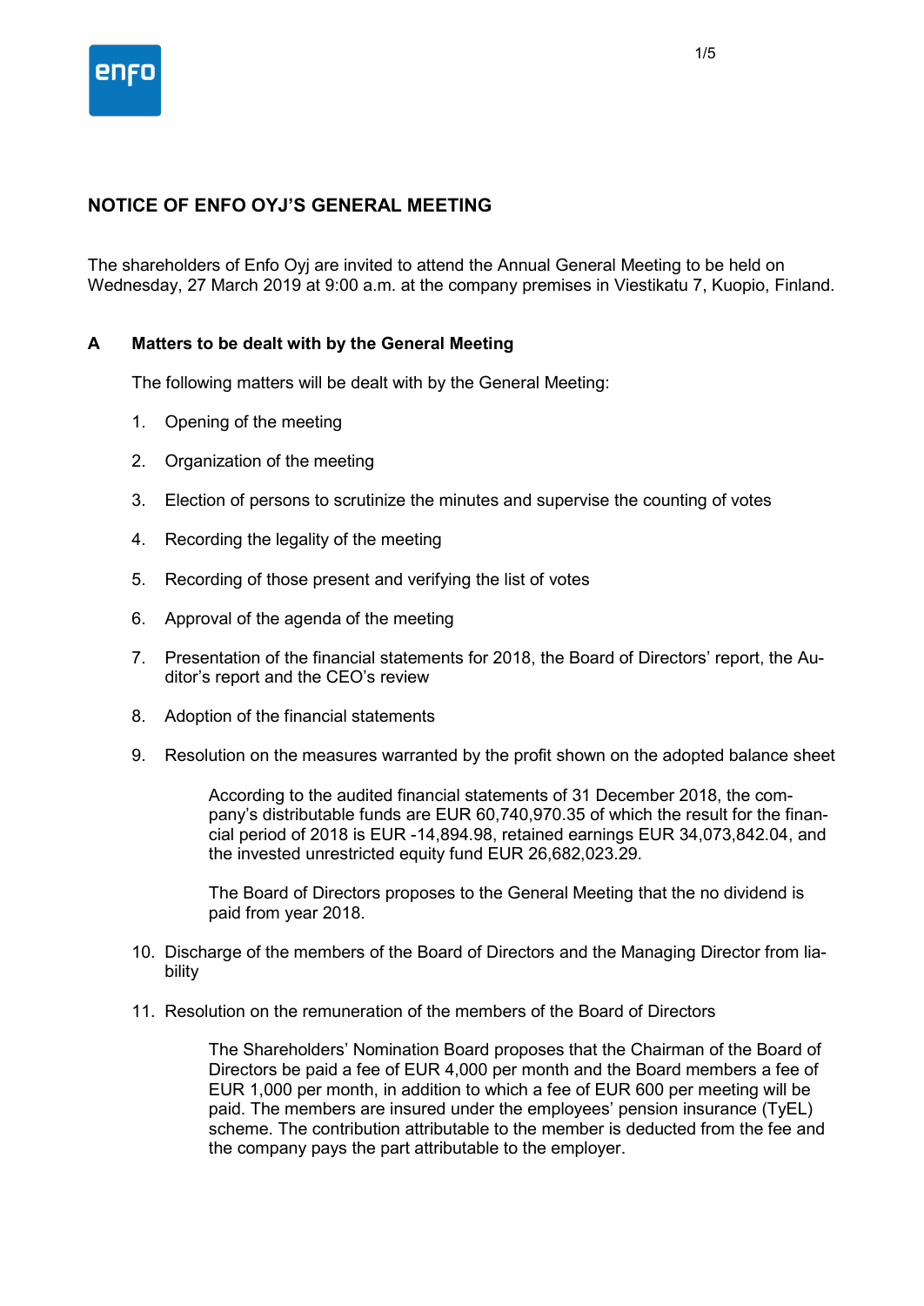# NOTICE OF ENFO OYJ'S GENERAL MEETING

The shareholders of Enfo Oyj are invited to attend the Annual General Meeting to be held on Wednesday, 27 March 2019 at 9:00 a.m. at the company premises in Viestikatu 7, Kuopio, Finland.

## A Matters to be dealt with by the General Meeting

The following matters will be dealt with by the General Meeting:

1. Opening of the meeting
2. Organization of the meeting
3. Election of persons to scrutinize the minutes and supervise the counting of votes
4. Recording the legality of the meeting
5. Recording of those present and verifying the list of votes
6. Approval of the agenda of the meeting
7. Presentation of the financial statements for 2018, the Board of Directors' report, the Auditor's report and the CEO's review
8. Adoption of the financial statements
9. Resolution on the measures warranted by the profit shown on the adopted balance sheet

   According to the audited financial statements of 31 December 2018, the company's distributable funds are EUR 60,740,970.35 of which the result for the financial period of 2018 is EUR -14,894.98, retained earnings EUR 34,073,842.04, and the invested unrestricted equity fund EUR 26,682,023.29.

   The Board of Directors proposes to the General Meeting that the no dividend is paid from year 2018.

10. Discharge of the members of the Board of Directors and the Managing Director from liability
11. Resolution on the remuneration of the members of the Board of Directors

    The Shareholders' Nomination Board proposes that the Chairman of the Board of Directors be paid a fee of EUR 4,000 per month and the Board members a fee of EUR 1,000 per month, in addition to which a fee of EUR 600 per meeting will be paid. The members are insured under the employees' pension insurance (TyEL) scheme. The contribution attributable to the member is deducted from the fee and the company pays the part attributable to the employer.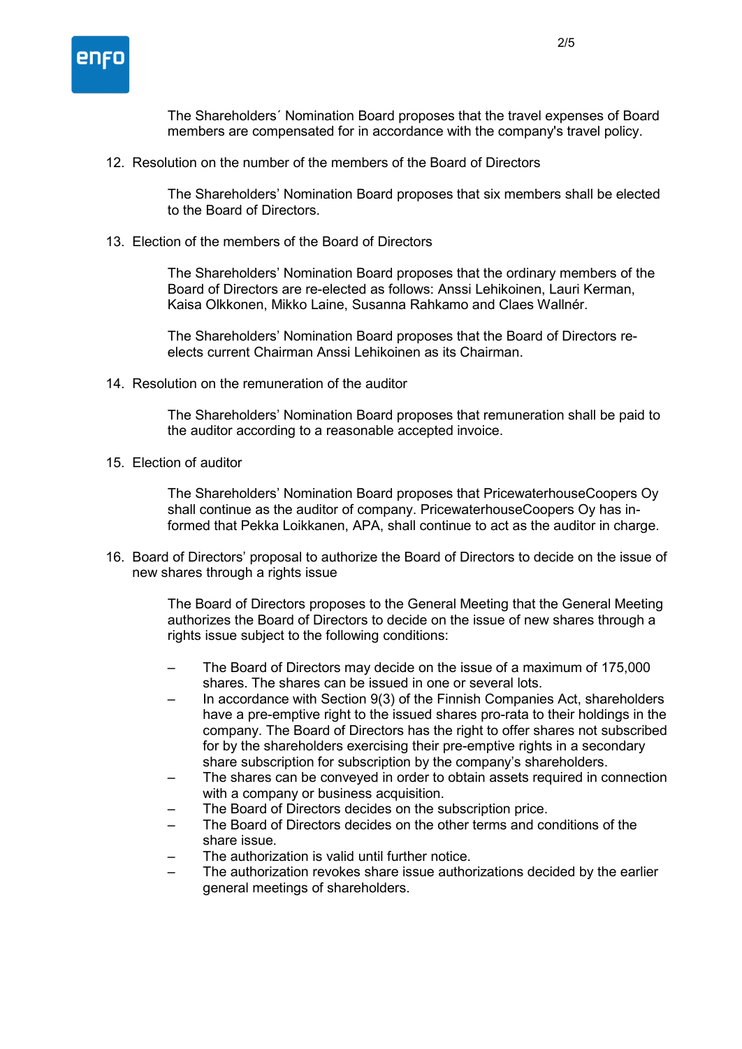The Shareholders´ Nomination Board proposes that the travel expenses of Board members are compensated for in accordance with the company's travel policy.

12. Resolution on the number of the members of the Board of Directors

    The Shareholders' Nomination Board proposes that six members shall be elected to the Board of Directors.

13. Election of the members of the Board of Directors

    The Shareholders' Nomination Board proposes that the ordinary members of the Board of Directors are re-elected as follows: Anssi Lehikoinen, Lauri Kerman, Kaisa Olkkonen, Mikko Laine, Susanna Rahkamo and Claes Wallnér.

    The Shareholders' Nomination Board proposes that the Board of Directors re-elects current Chairman Anssi Lehikoinen as its Chairman.

14. Resolution on the remuneration of the auditor

    The Shareholders' Nomination Board proposes that remuneration shall be paid to the auditor according to a reasonable accepted invoice.

15. Election of auditor

    The Shareholders' Nomination Board proposes that PricewaterhouseCoopers Oy shall continue as the auditor of company. PricewaterhouseCoopers Oy has informed that Pekka Loikkanen, APA, shall continue to act as the auditor in charge.

16. Board of Directors' proposal to authorize the Board of Directors to decide on the issue of new shares through a rights issue

    The Board of Directors proposes to the General Meeting that the General Meeting authorizes the Board of Directors to decide on the issue of new shares through a rights issue subject to the following conditions:

    - The Board of Directors may decide on the issue of a maximum of 175,000 shares. The shares can be issued in one or several lots.
    - In accordance with Section 9(3) of the Finnish Companies Act, shareholders have a pre-emptive right to the issued shares pro-rata to their holdings in the company. The Board of Directors has the right to offer shares not subscribed for by the shareholders exercising their pre-emptive rights in a secondary share subscription for subscription by the company's shareholders.
    - The shares can be conveyed in order to obtain assets required in connection with a company or business acquisition.
    - The Board of Directors decides on the subscription price.
    - The Board of Directors decides on the other terms and conditions of the share issue.
    - The authorization is valid until further notice.
    - The authorization revokes share issue authorizations decided by the earlier general meetings of shareholders.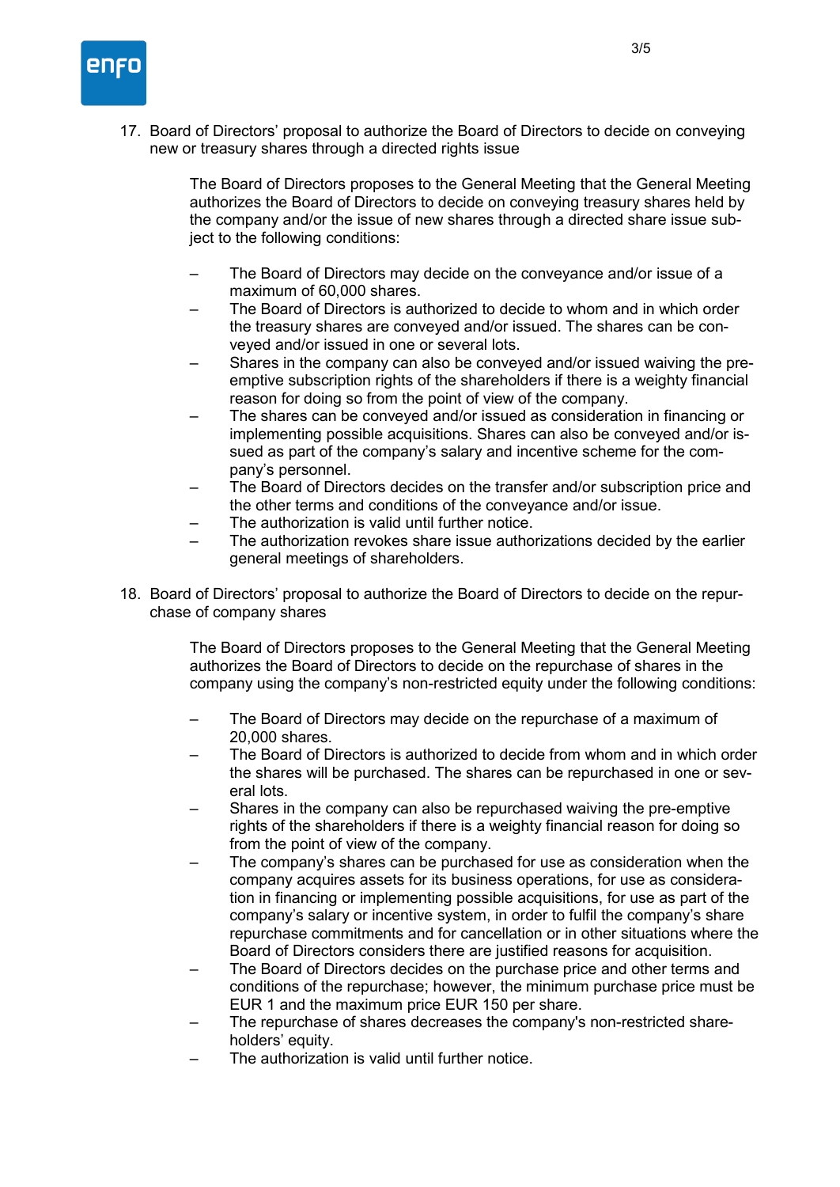17. Board of Directors' proposal to authorize the Board of Directors to decide on conveying new or treasury shares through a directed rights issue

    The Board of Directors proposes to the General Meeting that the General Meeting authorizes the Board of Directors to decide on conveying treasury shares held by the company and/or the issue of new shares through a directed share issue subject to the following conditions:

    – The Board of Directors may decide on the conveyance and/or issue of a maximum of 60,000 shares.
    – The Board of Directors is authorized to decide to whom and in which order the treasury shares are conveyed and/or issued. The shares can be conveyed and/or issued in one or several lots.
    – Shares in the company can also be conveyed and/or issued waiving the pre-emptive subscription rights of the shareholders if there is a weighty financial reason for doing so from the point of view of the company.
    – The shares can be conveyed and/or issued as consideration in financing or implementing possible acquisitions. Shares can also be conveyed and/or issued as part of the company's salary and incentive scheme for the company's personnel.
    – The Board of Directors decides on the transfer and/or subscription price and the other terms and conditions of the conveyance and/or issue.
    – The authorization is valid until further notice.
    – The authorization revokes share issue authorizations decided by the earlier general meetings of shareholders.

18. Board of Directors' proposal to authorize the Board of Directors to decide on the repurchase of company shares

    The Board of Directors proposes to the General Meeting that the General Meeting authorizes the Board of Directors to decide on the repurchase of shares in the company using the company's non-restricted equity under the following conditions:

    – The Board of Directors may decide on the repurchase of a maximum of 20,000 shares.
    – The Board of Directors is authorized to decide from whom and in which order the shares will be purchased. The shares can be repurchased in one or several lots.
    – Shares in the company can also be repurchased waiving the pre-emptive rights of the shareholders if there is a weighty financial reason for doing so from the point of view of the company.
    – The company's shares can be purchased for use as consideration when the company acquires assets for its business operations, for use as consideration in financing or implementing possible acquisitions, for use as part of the company's salary or incentive system, in order to fulfil the company's share repurchase commitments and for cancellation or in other situations where the Board of Directors considers there are justified reasons for acquisition.
    – The Board of Directors decides on the purchase price and other terms and conditions of the repurchase; however, the minimum purchase price must be EUR 1 and the maximum price EUR 150 per share.
    – The repurchase of shares decreases the company's non-restricted shareholders' equity.
    – The authorization is valid until further notice.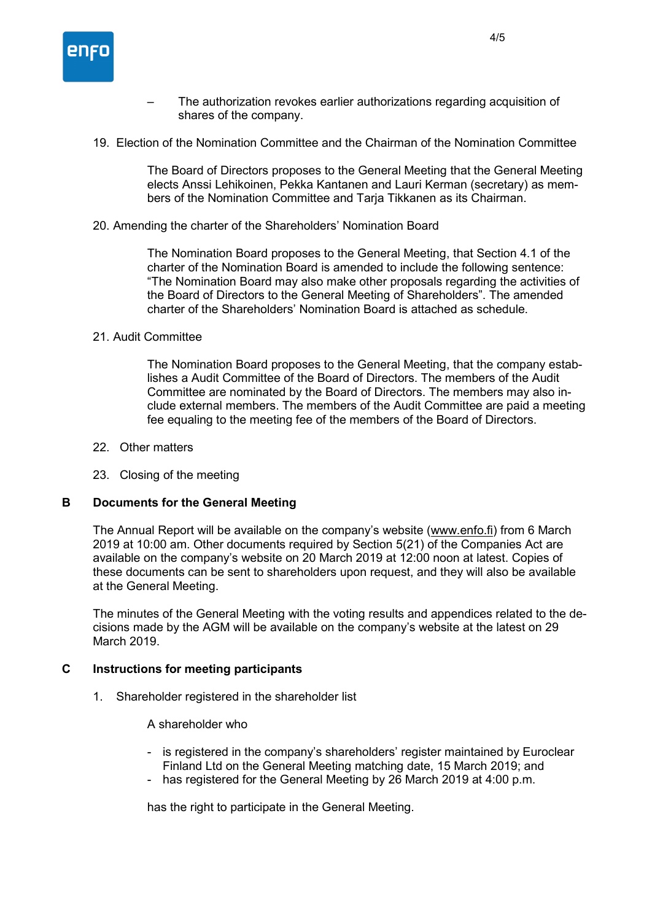- The authorization revokes earlier authorizations regarding acquisition of shares of the company.

19. Election of the Nomination Committee and the Chairman of the Nomination Committee

    The Board of Directors proposes to the General Meeting that the General Meeting elects Anssi Lehikoinen, Pekka Kantanen and Lauri Kerman (secretary) as members of the Nomination Committee and Tarja Tikkanen as its Chairman.

20. Amending the charter of the Shareholders' Nomination Board

    The Nomination Board proposes to the General Meeting, that Section 4.1 of the charter of the Nomination Board is amended to include the following sentence: "The Nomination Board may also make other proposals regarding the activities of the Board of Directors to the General Meeting of Shareholders". The amended charter of the Shareholders' Nomination Board is attached as schedule.

21. Audit Committee

    The Nomination Board proposes to the General Meeting, that the company establishes a Audit Committee of the Board of Directors. The members of the Audit Committee are nominated by the Board of Directors. The members may also include external members. The members of the Audit Committee are paid a meeting fee equaling to the meeting fee of the members of the Board of Directors.

22. Other matters

23. Closing of the meeting

## B Documents for the General Meeting

The Annual Report will be available on the company's website (www.enfo.fi) from 6 March 2019 at 10:00 am. Other documents required by Section 5(21) of the Companies Act are available on the company's website on 20 March 2019 at 12:00 noon at latest. Copies of these documents can be sent to shareholders upon request, and they will also be available at the General Meeting.

The minutes of the General Meeting with the voting results and appendices related to the decisions made by the AGM will be available on the company's website at the latest on 29 March 2019.

## C Instructions for meeting participants

1. Shareholder registered in the shareholder list

   A shareholder who

   - is registered in the company's shareholders' register maintained by Euroclear Finland Ltd on the General Meeting matching date, 15 March 2019; and
   - has registered for the General Meeting by 26 March 2019 at 4:00 p.m.

   has the right to participate in the General Meeting.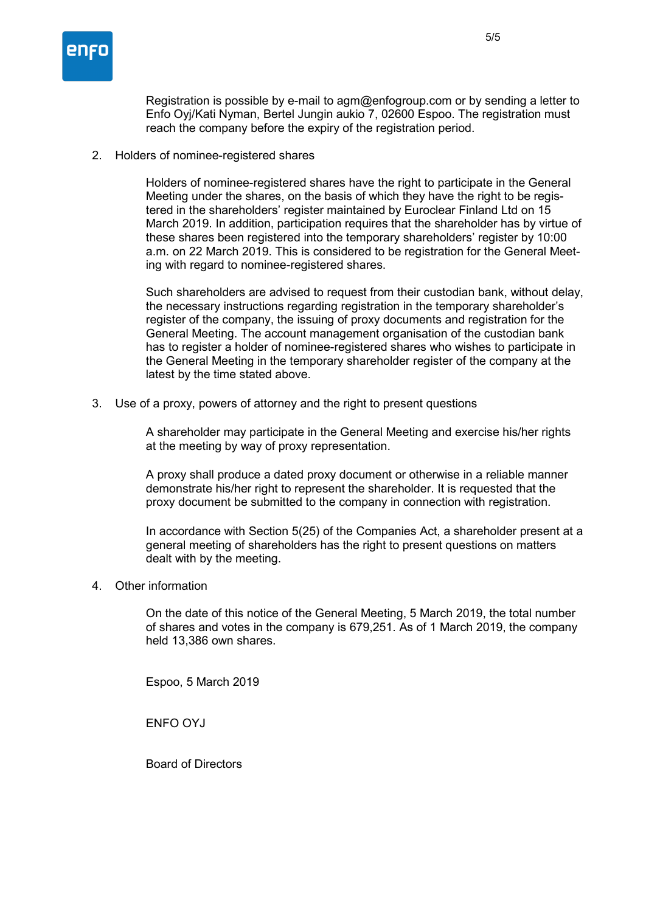Registration is possible by e-mail to agm@enfogroup.com or by sending a letter to Enfo Oyj/Kati Nyman, Bertel Jungin aukio 7, 02600 Espoo. The registration must reach the company before the expiry of the registration period.

2. Holders of nominee-registered shares

Holders of nominee-registered shares have the right to participate in the General Meeting under the shares, on the basis of which they have the right to be registered in the shareholders' register maintained by Euroclear Finland Ltd on 15 March 2019. In addition, participation requires that the shareholder has by virtue of these shares been registered into the temporary shareholders' register by 10:00 a.m. on 22 March 2019. This is considered to be registration for the General Meeting with regard to nominee-registered shares.

Such shareholders are advised to request from their custodian bank, without delay, the necessary instructions regarding registration in the temporary shareholder's register of the company, the issuing of proxy documents and registration for the General Meeting. The account management organisation of the custodian bank has to register a holder of nominee-registered shares who wishes to participate in the General Meeting in the temporary shareholder register of the company at the latest by the time stated above.

3. Use of a proxy, powers of attorney and the right to present questions

A shareholder may participate in the General Meeting and exercise his/her rights at the meeting by way of proxy representation.

A proxy shall produce a dated proxy document or otherwise in a reliable manner demonstrate his/her right to represent the shareholder. It is requested that the proxy document be submitted to the company in connection with registration.

In accordance with Section 5(25) of the Companies Act, a shareholder present at a general meeting of shareholders has the right to present questions on matters dealt with by the meeting.

4. Other information

On the date of this notice of the General Meeting, 5 March 2019, the total number of shares and votes in the company is 679,251. As of 1 March 2019, the company held 13,386 own shares.

Espoo, 5 March 2019

ENFO OYJ

Board of Directors